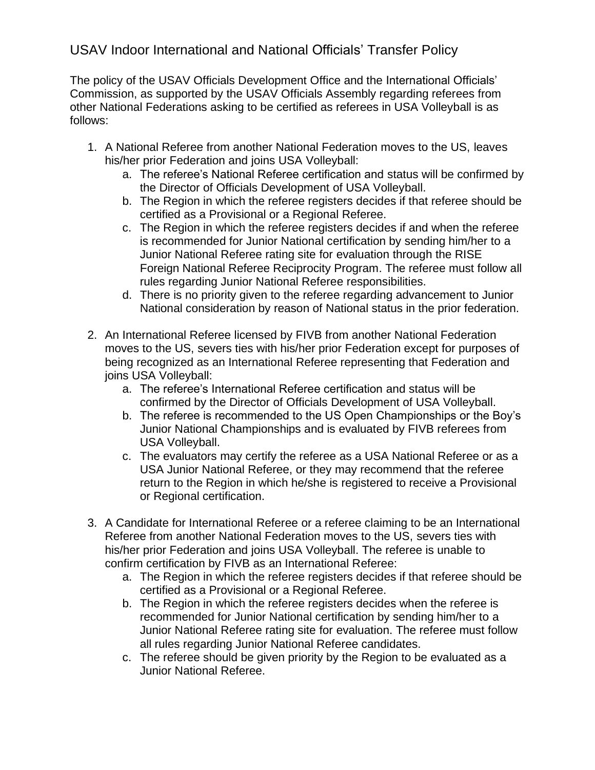# USAV Indoor International and National Officials' Transfer Policy

The policy of the USAV Officials Development Office and the International Officials' Commission, as supported by the USAV Officials Assembly regarding referees from other National Federations asking to be certified as referees in USA Volleyball is as follows:

1. A National Referee from another National Federation moves to the US, leaves his/her prior Federation and joins USA Volleyball:
   a. The referee's National Referee certification and status will be confirmed by the Director of Officials Development of USA Volleyball.
   b. The Region in which the referee registers decides if that referee should be certified as a Provisional or a Regional Referee.
   c. The Region in which the referee registers decides if and when the referee is recommended for Junior National certification by sending him/her to a Junior National Referee rating site for evaluation through the RISE Foreign National Referee Reciprocity Program. The referee must follow all rules regarding Junior National Referee responsibilities.
   d. There is no priority given to the referee regarding advancement to Junior National consideration by reason of National status in the prior federation.

2. An International Referee licensed by FIVB from another National Federation moves to the US, severs ties with his/her prior Federation except for purposes of being recognized as an International Referee representing that Federation and joins USA Volleyball:
   a. The referee's International Referee certification and status will be confirmed by the Director of Officials Development of USA Volleyball.
   b. The referee is recommended to the US Open Championships or the Boy's Junior National Championships and is evaluated by FIVB referees from USA Volleyball.
   c. The evaluators may certify the referee as a USA National Referee or as a USA Junior National Referee, or they may recommend that the referee return to the Region in which he/she is registered to receive a Provisional or Regional certification.

3. A Candidate for International Referee or a referee claiming to be an International Referee from another National Federation moves to the US, severs ties with his/her prior Federation and joins USA Volleyball. The referee is unable to confirm certification by FIVB as an International Referee:
   a. The Region in which the referee registers decides if that referee should be certified as a Provisional or a Regional Referee.
   b. The Region in which the referee registers decides when the referee is recommended for Junior National certification by sending him/her to a Junior National Referee rating site for evaluation. The referee must follow all rules regarding Junior National Referee candidates.
   c. The referee should be given priority by the Region to be evaluated as a Junior National Referee.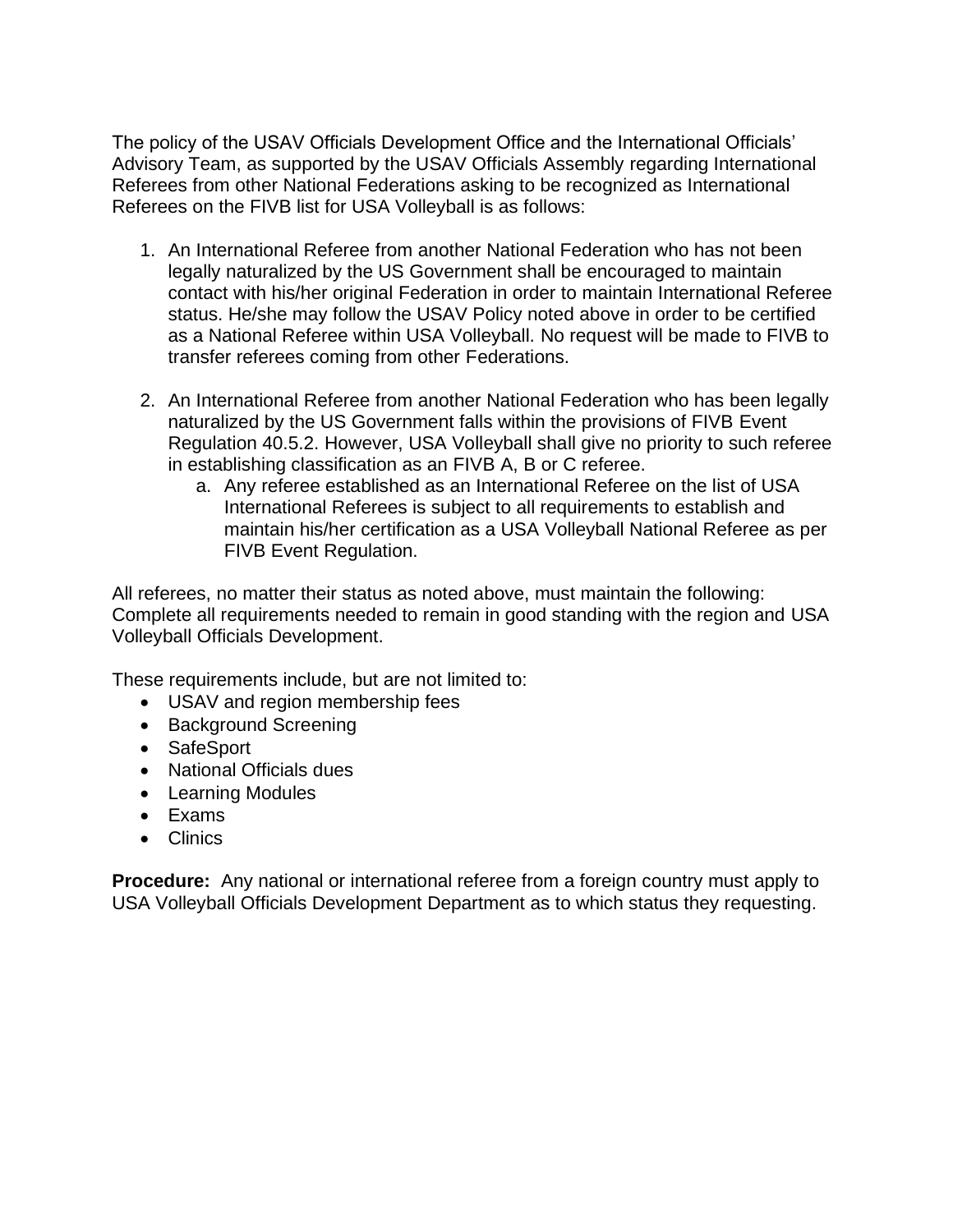The policy of the USAV Officials Development Office and the International Officials' Advisory Team, as supported by the USAV Officials Assembly regarding International Referees from other National Federations asking to be recognized as International Referees on the FIVB list for USA Volleyball is as follows:

1. An International Referee from another National Federation who has not been legally naturalized by the US Government shall be encouraged to maintain contact with his/her original Federation in order to maintain International Referee status. He/she may follow the USAV Policy noted above in order to be certified as a National Referee within USA Volleyball. No request will be made to FIVB to transfer referees coming from other Federations.

2. An International Referee from another National Federation who has been legally naturalized by the US Government falls within the provisions of FIVB Event Regulation 40.5.2. However, USA Volleyball shall give no priority to such referee in establishing classification as an FIVB A, B or C referee.
   a. Any referee established as an International Referee on the list of USA International Referees is subject to all requirements to establish and maintain his/her certification as a USA Volleyball National Referee as per FIVB Event Regulation.

All referees, no matter their status as noted above, must maintain the following: Complete all requirements needed to remain in good standing with the region and USA Volleyball Officials Development.

These requirements include, but are not limited to:

- USAV and region membership fees
- Background Screening
- SafeSport
- National Officials dues
- Learning Modules
- Exams
- Clinics

**Procedure:** Any national or international referee from a foreign country must apply to USA Volleyball Officials Development Department as to which status they requesting.